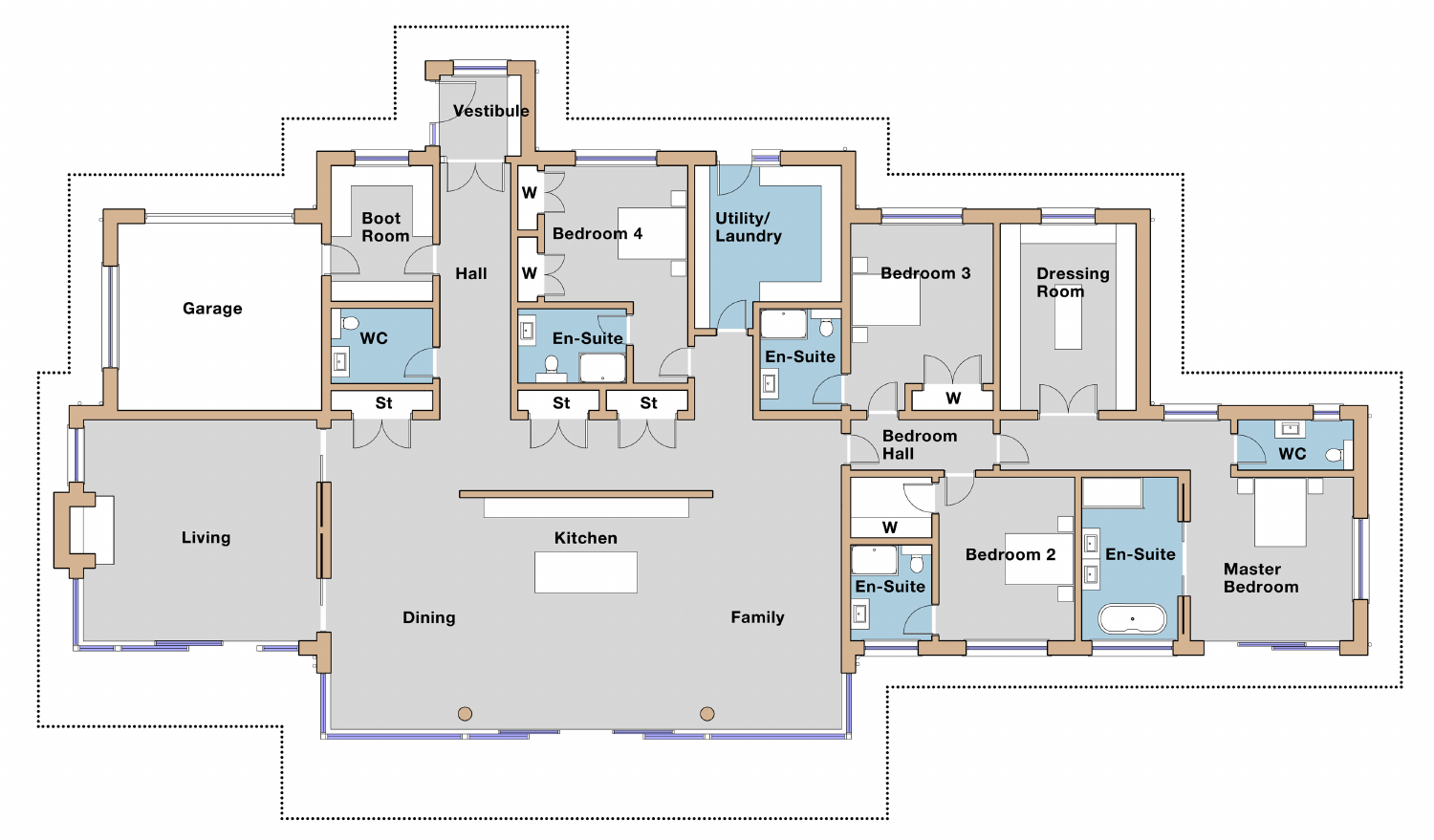Vestibule

Boot Room

Hall

W

Bedroom 4

W

Utility/ Laundry

Bedroom 3

Dressing Room

Garage

WC

En-Suite

En-Suite

W

St

St

St

Bedroom Hall

WC

W

Living

Kitchen

Bedroom 2

En-Suite

Master Bedroom

En-Suite

Dining

Family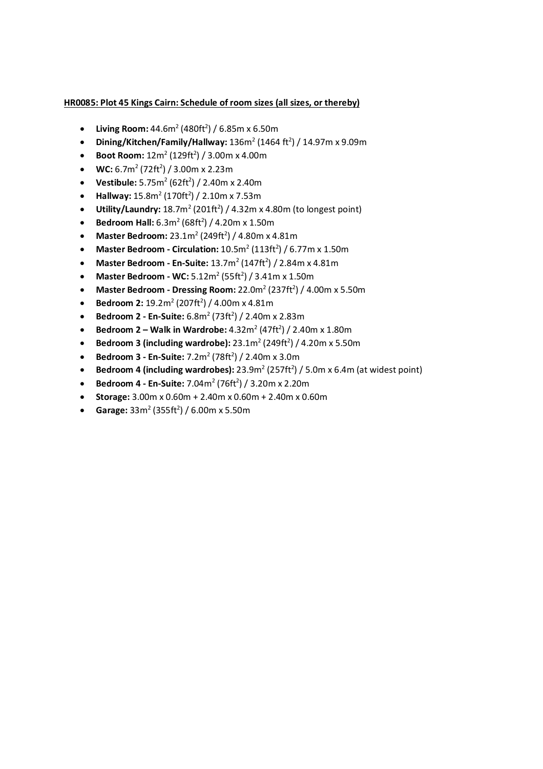**HR0085: Plot 45 Kings Cairn: Schedule of room sizes (all sizes, or thereby)**

- **Living Room:** 44.6m$^2$ (480ft$^2$) / 6.85m x 6.50m
- **Dining/Kitchen/Family/Hallway:** 136m$^2$ (1464 ft$^2$) / 14.97m x 9.09m
- **Boot Room:** 12m$^2$ (129ft$^2$) / 3.00m x 4.00m
- **WC:** 6.7m$^2$ (72ft$^2$) / 3.00m x 2.23m
- **Vestibule:** 5.75m$^2$ (62ft$^2$) / 2.40m x 2.40m
- **Hallway:** 15.8m$^2$ (170ft$^2$) / 2.10m x 7.53m
- **Utility/Laundry:** 18.7m$^2$ (201ft$^2$) / 4.32m x 4.80m (to longest point)
- **Bedroom Hall:** 6.3m$^2$ (68ft$^2$) / 4.20m x 1.50m
- **Master Bedroom:** 23.1m$^2$ (249ft$^2$) / 4.80m x 4.81m
- **Master Bedroom - Circulation:** 10.5m$^2$ (113ft$^2$) / 6.77m x 1.50m
- **Master Bedroom - En-Suite:** 13.7m$^2$ (147ft$^2$) / 2.84m x 4.81m
- **Master Bedroom - WC:** 5.12m$^2$ (55ft$^2$) / 3.41m x 1.50m
- **Master Bedroom - Dressing Room:** 22.0m$^2$ (237ft$^2$) / 4.00m x 5.50m
- **Bedroom 2:** 19.2m$^2$ (207ft$^2$) / 4.00m x 4.81m
- **Bedroom 2 - En-Suite:** 6.8m$^2$ (73ft$^2$) / 2.40m x 2.83m
- **Bedroom 2 – Walk in Wardrobe:** 4.32m$^2$ (47ft$^2$) / 2.40m x 1.80m
- **Bedroom 3 (including wardrobe):** 23.1m$^2$ (249ft$^2$) / 4.20m x 5.50m
- **Bedroom 3 - En-Suite:** 7.2m$^2$ (78ft$^2$) / 2.40m x 3.0m
- **Bedroom 4 (including wardrobes):** 23.9m$^2$ (257ft$^2$) / 5.0m x 6.4m (at widest point)
- **Bedroom 4 - En-Suite:** 7.04m$^2$ (76ft$^2$) / 3.20m x 2.20m
- **Storage:** 3.00m x 0.60m + 2.40m x 0.60m + 2.40m x 0.60m
- **Garage:** 33m$^2$ (355ft$^2$) / 6.00m x 5.50m